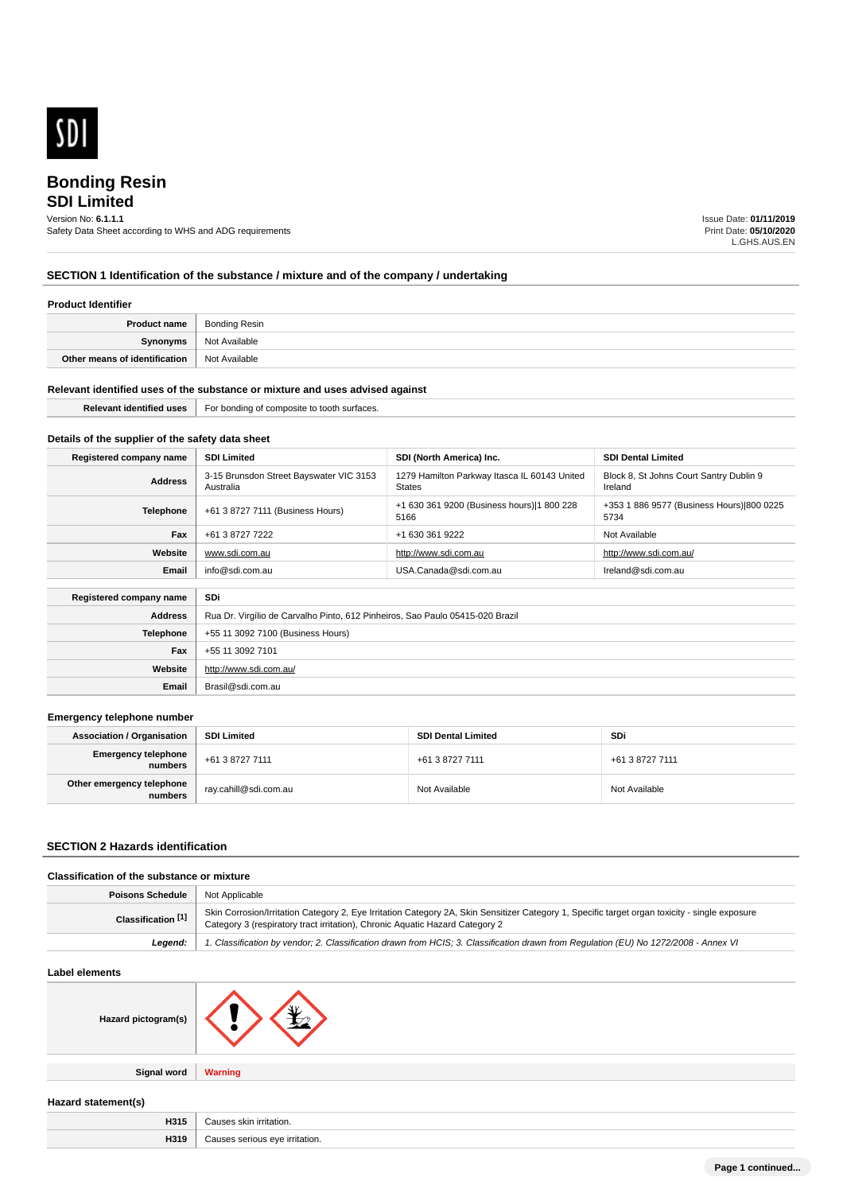SDI

# Bonding Resin
## SDI Limited

Version No: **6.1.1.1**
Safety Data Sheet according to WHS and ADG requirements

Issue Date: **01/11/2019**
Print Date: **05/10/2020**
L.GHS.AUS.EN

## SECTION 1 Identification of the substance / mixture and of the company / undertaking

### Product Identifier

| | |
|---|---|
| **Product name** | Bonding Resin |
| **Synonyms** | Not Available |
| **Other means of identification** | Not Available |

### Relevant identified uses of the substance or mixture and uses advised against

| | |
|---|---|
| **Relevant identified uses** | For bonding of composite to tooth surfaces. |

### Details of the supplier of the safety data sheet

| **Registered company name** | **SDI Limited** | **SDI (North America) Inc.** | **SDI Dental Limited** |
|---|---|---|---|
| **Address** | 3-15 Brunsdon Street Bayswater VIC 3153 Australia | 1279 Hamilton Parkway Itasca IL 60143 United States | Block 8, St Johns Court Santry Dublin 9 Ireland |
| **Telephone** | +61 3 8727 7111 (Business Hours) | +1 630 361 9200 (Business hours)\|1 800 228 5166 | +353 1 886 9577 (Business Hours)\|800 0225 5734 |
| **Fax** | +61 3 8727 7222 | +1 630 361 9222 | Not Available |
| **Website** | www.sdi.com.au | http://www.sdi.com.au | http://www.sdi.com.au/ |
| **Email** | info@sdi.com.au | USA.Canada@sdi.com.au | Ireland@sdi.com.au |

| **Registered company name** | **SDi** |
|---|---|
| **Address** | Rua Dr. Virgílio de Carvalho Pinto, 612 Pinheiros, Sao Paulo 05415-020 Brazil |
| **Telephone** | +55 11 3092 7100 (Business Hours) |
| **Fax** | +55 11 3092 7101 |
| **Website** | http://www.sdi.com.au/ |
| **Email** | Brasil@sdi.com.au |

### Emergency telephone number

| **Association / Organisation** | **SDI Limited** | **SDI Dental Limited** | **SDi** |
|---|---|---|---|
| **Emergency telephone numbers** | +61 3 8727 7111 | +61 3 8727 7111 | +61 3 8727 7111 |
| **Other emergency telephone numbers** | ray.cahill@sdi.com.au | Not Available | Not Available |

## SECTION 2 Hazards identification

### Classification of the substance or mixture

| | |
|---|---|
| **Poisons Schedule** | Not Applicable |
| **Classification [1]** | Skin Corrosion/Irritation Category 2, Eye Irritation Category 2A, Skin Sensitizer Category 1, Specific target organ toxicity - single exposure Category 3 (respiratory tract irritation), Chronic Aquatic Hazard Category 2 |
| ***Legend:*** | *1. Classification by vendor; 2. Classification drawn from HCIS; 3. Classification drawn from Regulation (EU) No 1272/2008 - Annex VI* |

### Label elements

| | |
|---|---|
| **Hazard pictogram(s)** | |
| **Signal word** | **Warning** |

### Hazard statement(s)

| | |
|---|---|
| **H315** | Causes skin irritation. |
| **H319** | Causes serious eye irritation. |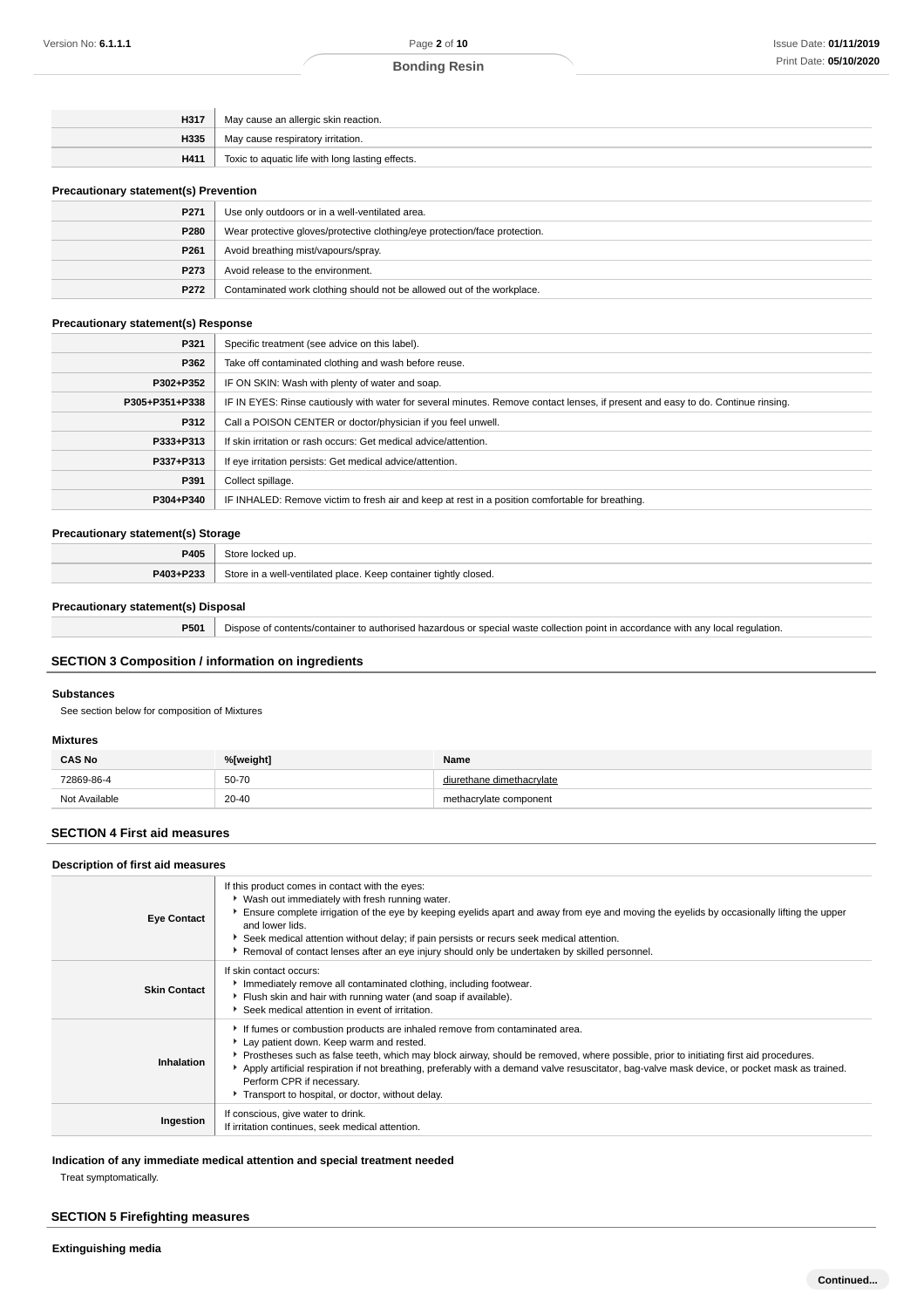| | |
|---|---|
| H317 | May cause an allergic skin reaction. |
| H335 | May cause respiratory irritation. |
| H411 | Toxic to aquatic life with long lasting effects. |

### Precautionary statement(s) Prevention

| | |
|---|---|
| P271 | Use only outdoors or in a well-ventilated area. |
| P280 | Wear protective gloves/protective clothing/eye protection/face protection. |
| P261 | Avoid breathing mist/vapours/spray. |
| P273 | Avoid release to the environment. |
| P272 | Contaminated work clothing should not be allowed out of the workplace. |

### Precautionary statement(s) Response

| | |
|---|---|
| P321 | Specific treatment (see advice on this label). |
| P362 | Take off contaminated clothing and wash before reuse. |
| P302+P352 | IF ON SKIN: Wash with plenty of water and soap. |
| P305+P351+P338 | IF IN EYES: Rinse cautiously with water for several minutes. Remove contact lenses, if present and easy to do. Continue rinsing. |
| P312 | Call a POISON CENTER or doctor/physician if you feel unwell. |
| P333+P313 | If skin irritation or rash occurs: Get medical advice/attention. |
| P337+P313 | If eye irritation persists: Get medical advice/attention. |
| P391 | Collect spillage. |
| P304+P340 | IF INHALED: Remove victim to fresh air and keep at rest in a position comfortable for breathing. |

### Precautionary statement(s) Storage

| | |
|---|---|
| P405 | Store locked up. |
| P403+P233 | Store in a well-ventilated place. Keep container tightly closed. |

### Precautionary statement(s) Disposal

| | |
|---|---|
| P501 | Dispose of contents/container to authorised hazardous or special waste collection point in accordance with any local regulation. |

## SECTION 3 Composition / information on ingredients

### Substances

See section below for composition of Mixtures

### Mixtures

| CAS No | %[weight] | Name |
|---|---|---|
| 72869-86-4 | 50-70 | diurethane dimethacrylate |
| Not Available | 20-40 | methacrylate component |

## SECTION 4 First aid measures

### Description of first aid measures

| | |
|---|---|
| **Eye Contact** | If this product comes in contact with the eyes:<br>▸ Wash out immediately with fresh running water.<br>▸ Ensure complete irrigation of the eye by keeping eyelids apart and away from eye and moving the eyelids by occasionally lifting the upper and lower lids.<br>▸ Seek medical attention without delay; if pain persists or recurs seek medical attention.<br>▸ Removal of contact lenses after an eye injury should only be undertaken by skilled personnel. |
| **Skin Contact** | If skin contact occurs:<br>▸ Immediately remove all contaminated clothing, including footwear.<br>▸ Flush skin and hair with running water (and soap if available).<br>▸ Seek medical attention in event of irritation. |
| **Inhalation** | ▸ If fumes or combustion products are inhaled remove from contaminated area.<br>▸ Lay patient down. Keep warm and rested.<br>▸ Prostheses such as false teeth, which may block airway, should be removed, where possible, prior to initiating first aid procedures.<br>▸ Apply artificial respiration if not breathing, preferably with a demand valve resuscitator, bag-valve mask device, or pocket mask as trained. Perform CPR if necessary.<br>▸ Transport to hospital, or doctor, without delay. |
| **Ingestion** | If conscious, give water to drink.<br>If irritation continues, seek medical attention. |

### Indication of any immediate medical attention and special treatment needed

Treat symptomatically.

## SECTION 5 Firefighting measures

### Extinguishing media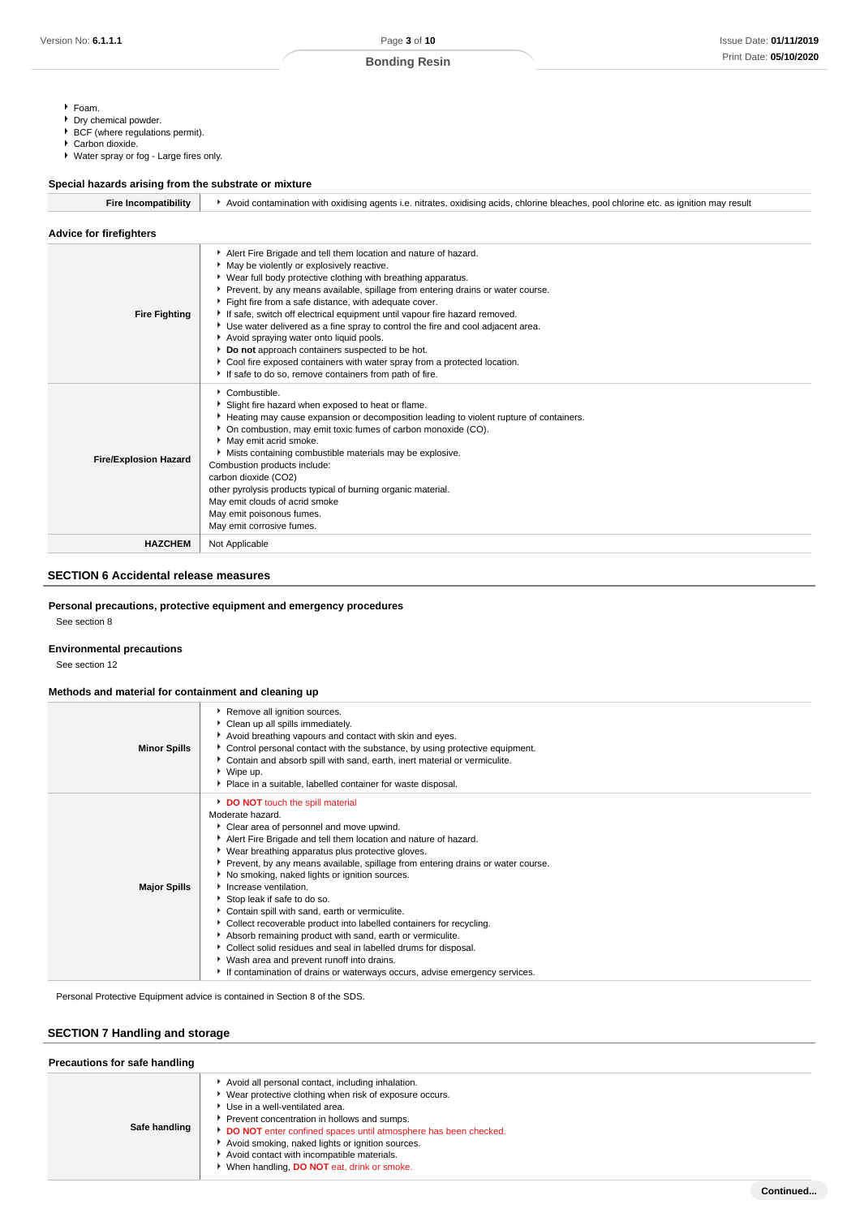- Foam.
- Dry chemical powder.
- BCF (where regulations permit).
- Carbon dioxide.
- Water spray or fog - Large fires only.

### Special hazards arising from the substrate or mixture

| | |
|---|---|
| **Fire Incompatibility** | Avoid contamination with oxidising agents i.e. nitrates, oxidising acids, chlorine bleaches, pool chlorine etc. as ignition may result |

### Advice for firefighters

| | |
|---|---|
| **Fire Fighting** | - Alert Fire Brigade and tell them location and nature of hazard.<br>- May be violently or explosively reactive.<br>- Wear full body protective clothing with breathing apparatus.<br>- Prevent, by any means available, spillage from entering drains or water course.<br>- Fight fire from a safe distance, with adequate cover.<br>- If safe, switch off electrical equipment until vapour fire hazard removed.<br>- Use water delivered as a fine spray to control the fire and cool adjacent area.<br>- Avoid spraying water onto liquid pools.<br>- **Do not** approach containers suspected to be hot.<br>- Cool fire exposed containers with water spray from a protected location.<br>- If safe to do so, remove containers from path of fire. |
| **Fire/Explosion Hazard** | - Combustible.<br>- Slight fire hazard when exposed to heat or flame.<br>- Heating may cause expansion or decomposition leading to violent rupture of containers.<br>- On combustion, may emit toxic fumes of carbon monoxide (CO).<br>- May emit acrid smoke.<br>- Mists containing combustible materials may be explosive.<br>Combustion products include:<br>carbon dioxide ($CO_2$)<br>other pyrolysis products typical of burning organic material.<br>May emit clouds of acrid smoke<br>May emit poisonous fumes.<br>May emit corrosive fumes. |
| **HAZCHEM** | Not Applicable |

## SECTION 6 Accidental release measures

### Personal precautions, protective equipment and emergency procedures

See section 8

### Environmental precautions

See section 12

### Methods and material for containment and cleaning up

| | |
|---|---|
| **Minor Spills** | - Remove all ignition sources.<br>- Clean up all spills immediately.<br>- Avoid breathing vapours and contact with skin and eyes.<br>- Control personal contact with the substance, by using protective equipment.<br>- Contain and absorb spill with sand, earth, inert material or vermiculite.<br>- Wipe up.<br>- Place in a suitable, labelled container for waste disposal. |
| **Major Spills** | - **DO NOT** touch the spill material<br>Moderate hazard.<br>- Clear area of personnel and move upwind.<br>- Alert Fire Brigade and tell them location and nature of hazard.<br>- Wear breathing apparatus plus protective gloves.<br>- Prevent, by any means available, spillage from entering drains or water course.<br>- No smoking, naked lights or ignition sources.<br>- Increase ventilation.<br>- Stop leak if safe to do so.<br>- Contain spill with sand, earth or vermiculite.<br>- Collect recoverable product into labelled containers for recycling.<br>- Absorb remaining product with sand, earth or vermiculite.<br>- Collect solid residues and seal in labelled drums for disposal.<br>- Wash area and prevent runoff into drains.<br>- If contamination of drains or waterways occurs, advise emergency services. |

Personal Protective Equipment advice is contained in Section 8 of the SDS.

## SECTION 7 Handling and storage

### Precautions for safe handling

| | |
|---|---|
| **Safe handling** | - Avoid all personal contact, including inhalation.<br>- Wear protective clothing when risk of exposure occurs.<br>- Use in a well-ventilated area.<br>- Prevent concentration in hollows and sumps.<br>- **DO NOT** enter confined spaces until atmosphere has been checked.<br>- Avoid smoking, naked lights or ignition sources.<br>- Avoid contact with incompatible materials.<br>- When handling, **DO NOT** eat, drink or smoke. |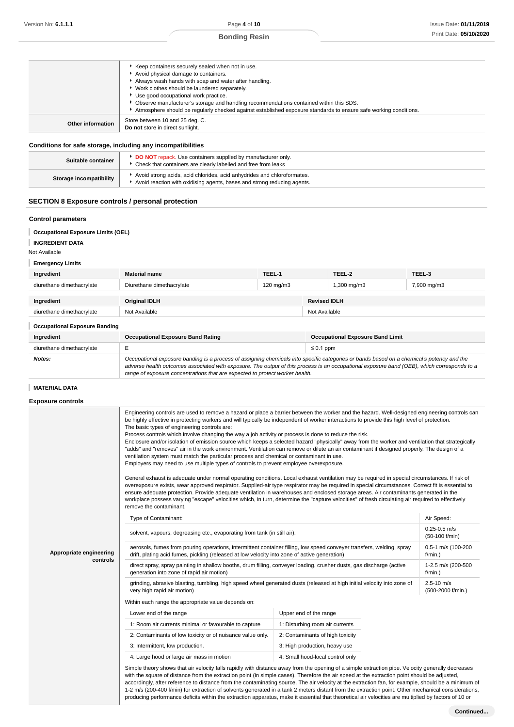| | |
|---|---|
| | ▸ Keep containers securely sealed when not in use.<br>▸ Avoid physical damage to containers.<br>▸ Always wash hands with soap and water after handling.<br>▸ Work clothes should be laundered separately.<br>▸ Use good occupational work practice.<br>▸ Observe manufacturer's storage and handling recommendations contained within this SDS.<br>▸ Atmosphere should be regularly checked against established exposure standards to ensure safe working conditions. |
| **Other information** | Store between 10 and 25 deg. C.<br>**Do not** store in direct sunlight. |

### Conditions for safe storage, including any incompatibilities

| | |
|---|---|
| **Suitable container** | ▸ **DO NOT** repack. Use containers supplied by manufacturer only.<br>▸ Check that containers are clearly labelled and free from leaks |
| **Storage incompatibility** | ▸ Avoid strong acids, acid chlorides, acid anhydrides and chloroformates.<br>▸ Avoid reaction with oxidising agents, bases and strong reducing agents. |

## SECTION 8 Exposure controls / personal protection

### Control parameters

**Occupational Exposure Limits (OEL)**

**INGREDIENT DATA**

Not Available

**Emergency Limits**

| Ingredient | Material name | TEEL-1 | TEEL-2 | TEEL-3 |
|---|---|---|---|---|
| diurethane dimethacrylate | Diurethane dimethacrylate | 120 mg/m3 | 1,300 mg/m3 | 7,900 mg/m3 |

| Ingredient | Original IDLH | Revised IDLH |
|---|---|---|
| diurethane dimethacrylate | Not Available | Not Available |

**Occupational Exposure Banding**

| Ingredient | Occupational Exposure Band Rating | Occupational Exposure Band Limit |
|---|---|---|
| diurethane dimethacrylate | E | ≤ 0.1 ppm |
| ***Notes:*** | *Occupational exposure banding is a process of assigning chemicals into specific categories or bands based on a chemical's potency and the adverse health outcomes associated with exposure. The output of this process is an occupational exposure band (OEB), which corresponds to a range of exposure concentrations that are expected to protect worker health.* | |

**MATERIAL DATA**

### Exposure controls

**Appropriate engineering controls**

Engineering controls are used to remove a hazard or place a barrier between the worker and the hazard. Well-designed engineering controls can be highly effective in protecting workers and will typically be independent of worker interactions to provide this high level of protection.
The basic types of engineering controls are:
Process controls which involve changing the way a job activity or process is done to reduce the risk.
Enclosure and/or isolation of emission source which keeps a selected hazard "physically" away from the worker and ventilation that strategically "adds" and "removes" air in the work environment. Ventilation can remove or dilute an air contaminant if designed properly. The design of a ventilation system must match the particular process and chemical or contaminant in use.
Employers may need to use multiple types of controls to prevent employee overexposure.

General exhaust is adequate under normal operating conditions. Local exhaust ventilation may be required in special circumstances. If risk of overexposure exists, wear approved respirator. Supplied-air type respirator may be required in special circumstances. Correct fit is essential to ensure adequate protection. Provide adequate ventilation in warehouses and enclosed storage areas. Air contaminants generated in the workplace possess varying "escape" velocities which, in turn, determine the "capture velocities" of fresh circulating air required to effectively remove the contaminant.

| Type of Contaminant: | Air Speed: |
|---|---|
| solvent, vapours, degreasing etc., evaporating from tank (in still air). | 0.25-0.5 m/s (50-100 f/min) |
| aerosols, fumes from pouring operations, intermittent container filling, low speed conveyer transfers, welding, spray drift, plating acid fumes, pickling (released at low velocity into zone of active generation) | 0.5-1 m/s (100-200 f/min.) |
| direct spray, spray painting in shallow booths, drum filling, conveyer loading, crusher dusts, gas discharge (active generation into zone of rapid air motion) | 1-2.5 m/s (200-500 f/min.) |
| grinding, abrasive blasting, tumbling, high speed wheel generated dusts (released at high initial velocity into zone of very high rapid air motion) | 2.5-10 m/s (500-2000 f/min.) |

Within each range the appropriate value depends on:

| Lower end of the range | Upper end of the range |
|---|---|
| 1: Room air currents minimal or favourable to capture | 1: Disturbing room air currents |
| 2: Contaminants of low toxicity or of nuisance value only. | 2: Contaminants of high toxicity |
| 3: Intermittent, low production. | 3: High production, heavy use |
| 4: Large hood or large air mass in motion | 4: Small hood-local control only |

Simple theory shows that air velocity falls rapidly with distance away from the opening of a simple extraction pipe. Velocity generally decreases with the square of distance from the extraction point (in simple cases). Therefore the air speed at the extraction point should be adjusted, accordingly, after reference to distance from the contaminating source. The air velocity at the extraction fan, for example, should be a minimum of 1-2 m/s (200-400 f/min) for extraction of solvents generated in a tank 2 meters distant from the extraction point. Other mechanical considerations, producing performance deficits within the extraction apparatus, make it essential that theoretical air velocities are multiplied by factors of 10 or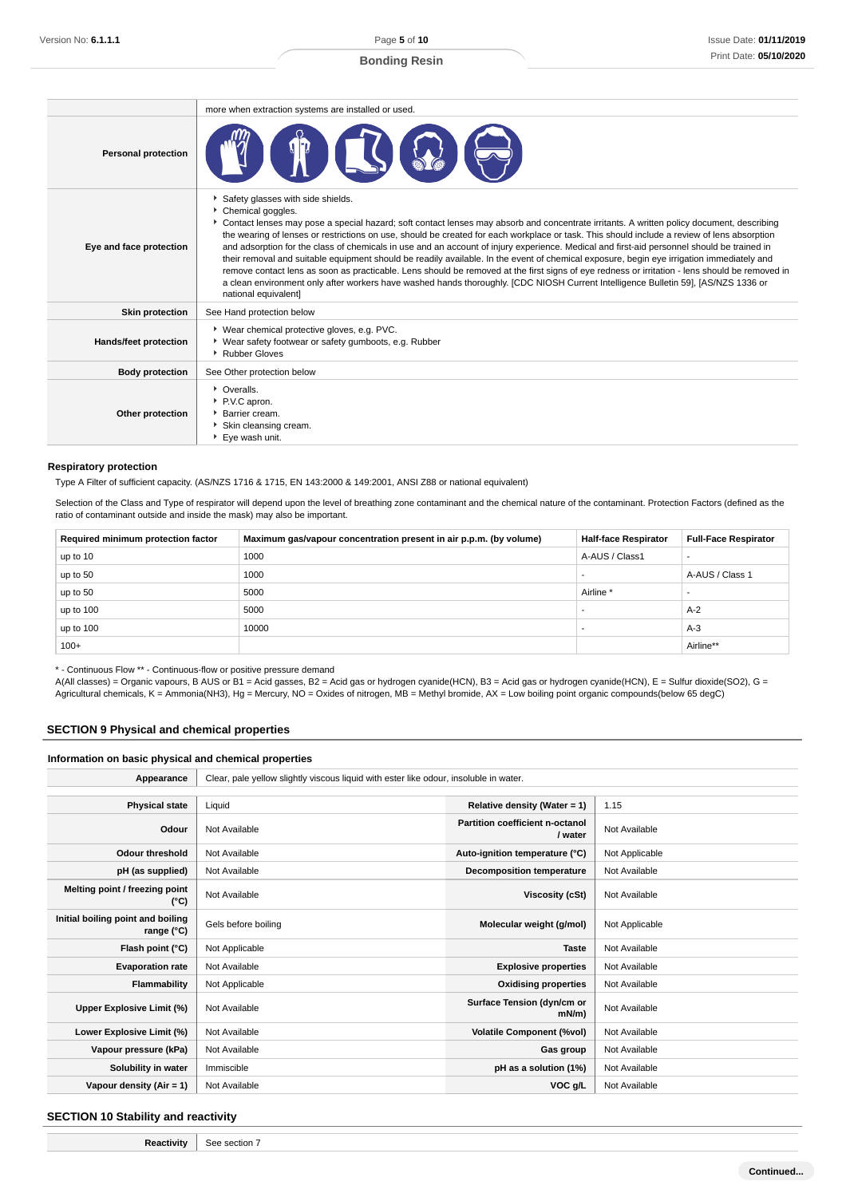| | |
|---|---|
| | more when extraction systems are installed or used. |
| **Personal protection** | |
| **Eye and face protection** | ‣ Safety glasses with side shields.<br>‣ Chemical goggles.<br>‣ Contact lenses may pose a special hazard; soft contact lenses may absorb and concentrate irritants. A written policy document, describing the wearing of lenses or restrictions on use, should be created for each workplace or task. This should include a review of lens absorption and adsorption for the class of chemicals in use and an account of injury experience. Medical and first-aid personnel should be trained in their removal and suitable equipment should be readily available. In the event of chemical exposure, begin eye irrigation immediately and remove contact lens as soon as practicable. Lens should be removed at the first signs of eye redness or irritation - lens should be removed in a clean environment only after workers have washed hands thoroughly. [CDC NIOSH Current Intelligence Bulletin 59], [AS/NZS 1336 or national equivalent] |
| **Skin protection** | See Hand protection below |
| **Hands/feet protection** | ‣ Wear chemical protective gloves, e.g. PVC.<br>‣ Wear safety footwear or safety gumboots, e.g. Rubber<br>‣ Rubber Gloves |
| **Body protection** | See Other protection below |
| **Other protection** | ‣ Overalls.<br>‣ P.V.C apron.<br>‣ Barrier cream.<br>‣ Skin cleansing cream.<br>‣ Eye wash unit. |

### Respiratory protection

Type A Filter of sufficient capacity. (AS/NZS 1716 & 1715, EN 143:2000 & 149:2001, ANSI Z88 or national equivalent)

Selection of the Class and Type of respirator will depend upon the level of breathing zone contaminant and the chemical nature of the contaminant. Protection Factors (defined as the ratio of contaminant outside and inside the mask) may also be important.

| Required minimum protection factor | Maximum gas/vapour concentration present in air p.p.m. (by volume) | Half-face Respirator | Full-Face Respirator |
|---|---|---|---|
| up to 10 | 1000 | A-AUS / Class1 | - |
| up to 50 | 1000 | - | A-AUS / Class 1 |
| up to 50 | 5000 | Airline * | - |
| up to 100 | 5000 | - | A-2 |
| up to 100 | 10000 | - | A-3 |
| 100+ | | | Airline** |

* - Continuous Flow ** - Continuous-flow or positive pressure demand
A(All classes) = Organic vapours, B AUS or B1 = Acid gasses, B2 = Acid gas or hydrogen cyanide(HCN), B3 = Acid gas or hydrogen cyanide(HCN), E = Sulfur dioxide(SO2), G = Agricultural chemicals, K = Ammonia(NH3), Hg = Mercury, NO = Oxides of nitrogen, MB = Methyl bromide, AX = Low boiling point organic compounds(below 65 degC)

## SECTION 9 Physical and chemical properties

### Information on basic physical and chemical properties

| | |
|---|---|
| **Appearance** | Clear, pale yellow slightly viscous liquid with ester like odour, insoluble in water. |

| | | | |
|---|---|---|---|
| **Physical state** | Liquid | **Relative density (Water = 1)** | 1.15 |
| **Odour** | Not Available | **Partition coefficient n-octanol / water** | Not Available |
| **Odour threshold** | Not Available | **Auto-ignition temperature (°C)** | Not Applicable |
| **pH (as supplied)** | Not Available | **Decomposition temperature** | Not Available |
| **Melting point / freezing point (°C)** | Not Available | **Viscosity (cSt)** | Not Available |
| **Initial boiling point and boiling range (°C)** | Gels before boiling | **Molecular weight (g/mol)** | Not Applicable |
| **Flash point (°C)** | Not Applicable | **Taste** | Not Available |
| **Evaporation rate** | Not Available | **Explosive properties** | Not Available |
| **Flammability** | Not Applicable | **Oxidising properties** | Not Available |
| **Upper Explosive Limit (%)** | Not Available | **Surface Tension (dyn/cm or mN/m)** | Not Available |
| **Lower Explosive Limit (%)** | Not Available | **Volatile Component (%vol)** | Not Available |
| **Vapour pressure (kPa)** | Not Available | **Gas group** | Not Available |
| **Solubility in water** | Immiscible | **pH as a solution (1%)** | Not Available |
| **Vapour density (Air = 1)** | Not Available | **VOC g/L** | Not Available |

## SECTION 10 Stability and reactivity

| | |
|---|---|
| **Reactivity** | See section 7 |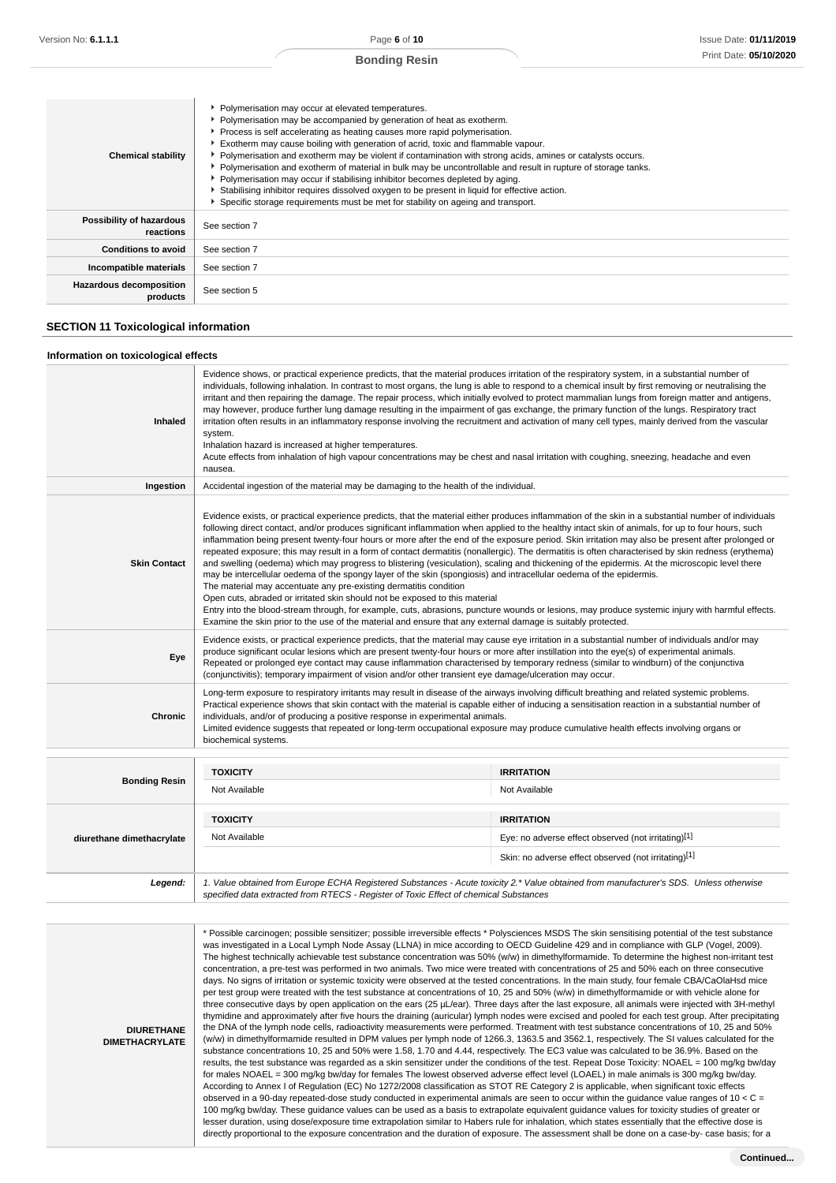| | |
|---|---|
| **Chemical stability** | ▸ Polymerisation may occur at elevated temperatures.<br>▸ Polymerisation may be accompanied by generation of heat as exotherm.<br>▸ Process is self accelerating as heating causes more rapid polymerisation.<br>▸ Exotherm may cause boiling with generation of acrid, toxic and flammable vapour.<br>▸ Polymerisation and exotherm may be violent if contamination with strong acids, amines or catalysts occurs.<br>▸ Polymerisation and exotherm of material in bulk may be uncontrollable and result in rupture of storage tanks.<br>▸ Polymerisation may occur if stabilising inhibitor becomes depleted by aging.<br>▸ Stabilising inhibitor requires dissolved oxygen to be present in liquid for effective action.<br>▸ Specific storage requirements must be met for stability on ageing and transport. |
| **Possibility of hazardous reactions** | See section 7 |
| **Conditions to avoid** | See section 7 |
| **Incompatible materials** | See section 7 |
| **Hazardous decomposition products** | See section 5 |

## SECTION 11 Toxicological information

### Information on toxicological effects

| | |
|---|---|
| **Inhaled** | Evidence shows, or practical experience predicts, that the material produces irritation of the respiratory system, in a substantial number of individuals, following inhalation. In contrast to most organs, the lung is able to respond to a chemical insult by first removing or neutralising the irritant and then repairing the damage. The repair process, which initially evolved to protect mammalian lungs from foreign matter and antigens, may however, produce further lung damage resulting in the impairment of gas exchange, the primary function of the lungs. Respiratory tract irritation often results in an inflammatory response involving the recruitment and activation of many cell types, mainly derived from the vascular system.<br>Inhalation hazard is increased at higher temperatures.<br>Acute effects from inhalation of high vapour concentrations may be chest and nasal irritation with coughing, sneezing, headache and even nausea. |
| **Ingestion** | Accidental ingestion of the material may be damaging to the health of the individual. |
| **Skin Contact** | Evidence exists, or practical experience predicts, that the material either produces inflammation of the skin in a substantial number of individuals following direct contact, and/or produces significant inflammation when applied to the healthy intact skin of animals, for up to four hours, such inflammation being present twenty-four hours or more after the end of the exposure period. Skin irritation may also be present after prolonged or repeated exposure; this may result in a form of contact dermatitis (nonallergic). The dermatitis is often characterised by skin redness (erythema) and swelling (oedema) which may progress to blistering (vesiculation), scaling and thickening of the epidermis. At the microscopic level there may be intercellular oedema of the spongy layer of the skin (spongiosis) and intracellular oedema of the epidermis.<br>The material may accentuate any pre-existing dermatitis condition<br>Open cuts, abraded or irritated skin should not be exposed to this material<br>Entry into the blood-stream through, for example, cuts, abrasions, puncture wounds or lesions, may produce systemic injury with harmful effects. Examine the skin prior to the use of the material and ensure that any external damage is suitably protected. |
| **Eye** | Evidence exists, or practical experience predicts, that the material may cause eye irritation in a substantial number of individuals and/or may produce significant ocular lesions which are present twenty-four hours or more after instillation into the eye(s) of experimental animals.<br>Repeated or prolonged eye contact may cause inflammation characterised by temporary redness (similar to windburn) of the conjunctiva (conjunctivitis); temporary impairment of vision and/or other transient eye damage/ulceration may occur. |
| **Chronic** | Long-term exposure to respiratory irritants may result in disease of the airways involving difficult breathing and related systemic problems.<br>Practical experience shows that skin contact with the material is capable either of inducing a sensitisation reaction in a substantial number of individuals, and/or of producing a positive response in experimental animals.<br>Limited evidence suggests that repeated or long-term occupational exposure may produce cumulative health effects involving organs or biochemical systems. |

| | TOXICITY | IRRITATION |
|---|---|---|
| **Bonding Resin** | Not Available | Not Available |
| **diurethane dimethacrylate** | Not Available | Eye: no adverse effect observed (not irritating)[1] |
| | | Skin: no adverse effect observed (not irritating)[1] |
| ***Legend:*** | *1. Value obtained from Europe ECHA Registered Substances - Acute toxicity 2.* Value obtained from manufacturer's SDS. Unless otherwise specified data extracted from RTECS - Register of Toxic Effect of chemical Substances* | |

| | |
|---|---|
| **DIURETHANE DIMETHACRYLATE** | * Possible carcinogen; possible sensitizer; possible irreversible effects * Polysciences MSDS The skin sensitising potential of the test substance was investigated in a Local Lymph Node Assay (LLNA) in mice according to OECD Guideline 429 and in compliance with GLP (Vogel, 2009). The highest technically achievable test substance concentration was 50% (w/w) in dimethylformamide. To determine the highest non-irritant test concentration, a pre-test was performed in two animals. Two mice were treated with concentrations of 25 and 50% each on three consecutive days. No signs of irritation or systemic toxicity were observed at the tested concentrations. In the main study, four female CBA/CaOlaHsd mice per test group were treated with the test substance at concentrations of 10, 25 and 50% (w/w) in dimethylformamide or with vehicle alone for three consecutive days by open application on the ears (25 µL/ear). Three days after the last exposure, all animals were injected with 3H-methyl thymidine and approximately after five hours the draining (auricular) lymph nodes were excised and pooled for each test group. After precipitating the DNA of the lymph node cells, radioactivity measurements were performed. Treatment with test substance concentrations of 10, 25 and 50% (w/w) in dimethylformamide resulted in DPM values per lymph node of 1266.3, 1363.5 and 3562.1, respectively. The SI values calculated for the substance concentrations 10, 25 and 50% were 1.58, 1.70 and 4.44, respectively. The EC3 value was calculated to be 36.9%. Based on the results, the test substance was regarded as a skin sensitizer under the conditions of the test. Repeat Dose Toxicity: NOAEL = 100 mg/kg bw/day for males NOAEL = 300 mg/kg bw/day for females The lowest observed adverse effect level (LOAEL) in male animals is 300 mg/kg bw/day. According to Annex I of Regulation (EC) No 1272/2008 classification as STOT RE Category 2 is applicable, when significant toxic effects observed in a 90-day repeated-dose study conducted in experimental animals are seen to occur within the guidance value ranges of $10 < C = 100$ mg/kg bw/day. These guidance values can be used as a basis to extrapolate equivalent guidance values for toxicity studies of greater or lesser duration, using dose/exposure time extrapolation similar to Habers rule for inhalation, which states essentially that the effective dose is directly proportional to the exposure concentration and the duration of exposure. The assessment shall be done on a case-by- case basis; for a |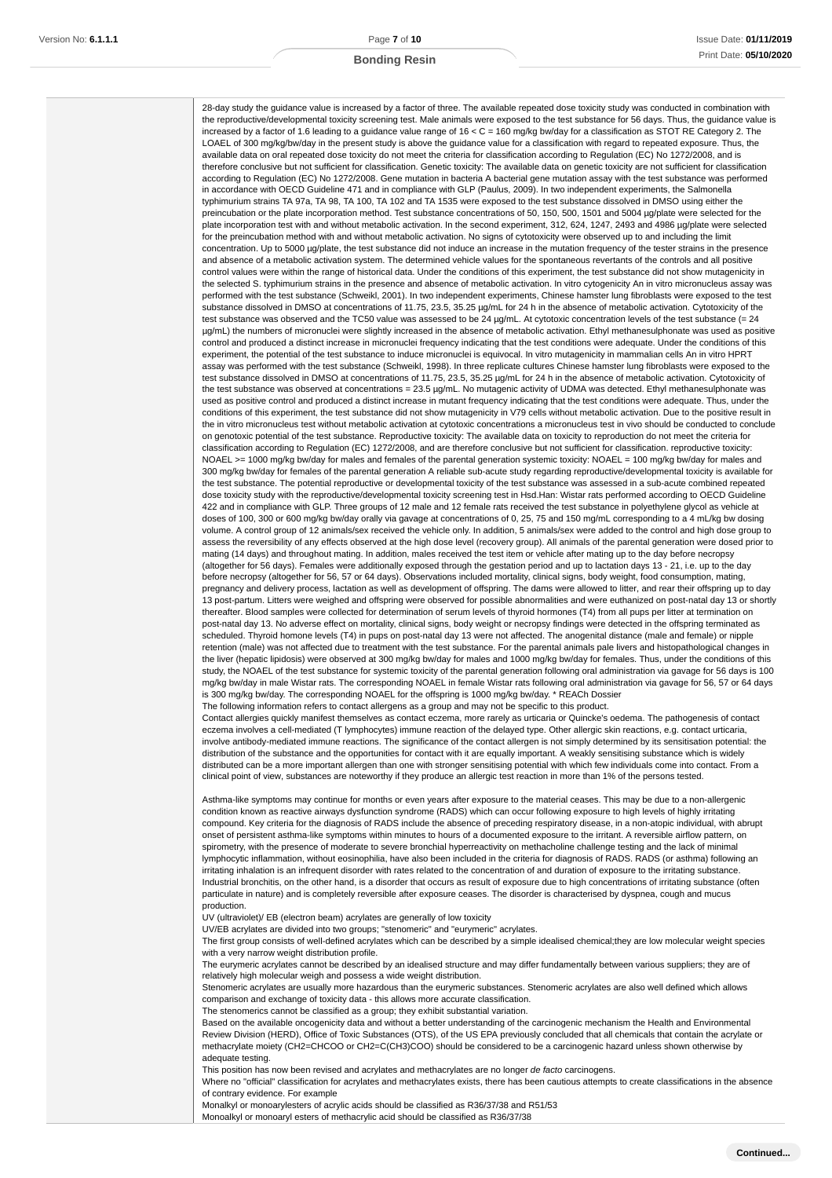28-day study the guidance value is increased by a factor of three. The available repeated dose toxicity study was conducted in combination with the reproductive/developmental toxicity screening test. Male animals were exposed to the test substance for 56 days. Thus, the guidance value is increased by a factor of 1.6 leading to a guidance value range of 16 < C = 160 mg/kg bw/day for a classification as STOT RE Category 2. The LOAEL of 300 mg/kg/bw/day in the present study is above the guidance value for a classification with regard to repeated exposure. Thus, the available data on oral repeated dose toxicity do not meet the criteria for classification according to Regulation (EC) No 1272/2008, and is therefore conclusive but not sufficient for classification. Genetic toxicity: The available data on genetic toxicity are not sufficient for classification according to Regulation (EC) No 1272/2008. Gene mutation in bacteria A bacterial gene mutation assay with the test substance was performed in accordance with OECD Guideline 471 and in compliance with GLP (Paulus, 2009). In two independent experiments, the Salmonella typhimurium strains TA 97a, TA 98, TA 100, TA 102 and TA 1535 were exposed to the test substance dissolved in DMSO using either the preincubation or the plate incorporation method. Test substance concentrations of 50, 150, 500, 1501 and 5004 µg/plate were selected for the plate incorporation test with and without metabolic activation. In the second experiment, 312, 624, 1247, 2493 and 4986 µg/plate were selected for the preincubation method with and without metabolic activation. No signs of cytotoxicity were observed up to and including the limit concentration. Up to 5000 µg/plate, the test substance did not induce an increase in the mutation frequency of the tester strains in the presence and absence of a metabolic activation system. The determined vehicle values for the spontaneous revertants of the controls and all positive control values were within the range of historical data. Under the conditions of this experiment, the test substance did not show mutagenicity in the selected S. typhimurium strains in the presence and absence of metabolic activation. In vitro cytogenicity An in vitro micronucleus assay was performed with the test substance (Schweikl, 2001). In two independent experiments, Chinese hamster lung fibroblasts were exposed to the test substance dissolved in DMSO at concentrations of 11.75, 23.5, 35.25 µg/mL for 24 h in the absence of metabolic activation. Cytotoxicity of the test substance was observed and the TC50 value was assessed to be 24 µg/mL. At cytotoxic concentration levels of the test substance (= 24 µg/mL) the numbers of micronuclei were slightly increased in the absence of metabolic activation. Ethyl methanesulphonate was used as positive control and produced a distinct increase in micronuclei frequency indicating that the test conditions were adequate. Under the conditions of this experiment, the potential of the test substance to induce micronuclei is equivocal. In vitro mutagenicity in mammalian cells An in vitro HPRT assay was performed with the test substance (Schweikl, 1998). In three replicate cultures Chinese hamster lung fibroblasts were exposed to the test substance dissolved in DMSO at concentrations of 11.75, 23.5, 35.25 µg/mL for 24 h in the absence of metabolic activation. Cytotoxicity of the test substance was observed at concentrations = 23.5 µg/mL. No mutagenic activity of UDMA was detected. Ethyl methanesulphonate was used as positive control and produced a distinct increase in mutant frequency indicating that the test conditions were adequate. Thus, under the conditions of this experiment, the test substance did not show mutagenicity in V79 cells without metabolic activation. Due to the positive result in the in vitro micronucleus test without metabolic activation at cytotoxic concentrations a micronucleus test in vivo should be conducted to conclude on genotoxic potential of the test substance. Reproductive toxicity: The available data on toxicity to reproduction do not meet the criteria for classification according to Regulation (EC) 1272/2008, and are therefore conclusive but not sufficient for classification. reproductive toxicity: NOAEL >= 1000 mg/kg bw/day for males and females of the parental generation systemic toxicity: NOAEL = 100 mg/kg bw/day for males and 300 mg/kg bw/day for females of the parental generation A reliable sub-acute study regarding reproductive/developmental toxicity is available for the test substance. The potential reproductive or developmental toxicity of the test substance was assessed in a sub-acute combined repeated dose toxicity study with the reproductive/developmental toxicity screening test in Hsd.Han: Wistar rats performed according to OECD Guideline 422 and in compliance with GLP. Three groups of 12 male and 12 female rats received the test substance in polyethylene glycol as vehicle at doses of 100, 300 or 600 mg/kg bw/day orally via gavage at concentrations of 0, 25, 75 and 150 mg/mL corresponding to a 4 mL/kg bw dosing volume. A control group of 12 animals/sex received the vehicle only. In addition, 5 animals/sex were added to the control and high dose group to assess the reversibility of any effects observed at the high dose level (recovery group). All animals of the parental generation were dosed prior to mating (14 days) and throughout mating. In addition, males received the test item or vehicle after mating up to the day before necropsy (altogether for 56 days). Females were additionally exposed through the gestation period and up to lactation days 13 - 21, i.e. up to the day before necropsy (altogether for 56, 57 or 64 days). Observations included mortality, clinical signs, body weight, food consumption, mating, pregnancy and delivery process, lactation as well as development of offspring. The dams were allowed to litter, and rear their offspring up to day 13 post-partum. Litters were weighed and offspring were observed for possible abnormalities and were euthanized on post-natal day 13 or shortly thereafter. Blood samples were collected for determination of serum levels of thyroid hormones (T4) from all pups per litter at termination on post-natal day 13. No adverse effect on mortality, clinical signs, body weight or necropsy findings were detected in the offspring terminated as scheduled. Thyroid homone levels (T4) in pups on post-natal day 13 were not affected. The anogenital distance (male and female) or nipple retention (male) was not affected due to treatment with the test substance. For the parental animals pale livers and histopathological changes in the liver (hepatic lipidosis) were observed at 300 mg/kg bw/day for males and 1000 mg/kg bw/day for females. Thus, under the conditions of this study, the NOAEL of the test substance for systemic toxicity of the parental generation following oral administration via gavage for 56 days is 100 mg/kg bw/day in male Wistar rats. The corresponding NOAEL in female Wistar rats following oral administration via gavage for 56, 57 or 64 days is 300 mg/kg bw/day. The corresponding NOAEL for the offspring is 1000 mg/kg bw/day. * REACh Dossier

The following information refers to contact allergens as a group and may not be specific to this product.

Contact allergies quickly manifest themselves as contact eczema, more rarely as urticaria or Quincke's oedema. The pathogenesis of contact eczema involves a cell-mediated (T lymphocytes) immune reaction of the delayed type. Other allergic skin reactions, e.g. contact urticaria, involve antibody-mediated immune reactions. The significance of the contact allergen is not simply determined by its sensitisation potential: the distribution of the substance and the opportunities for contact with it are equally important. A weakly sensitising substance which is widely distributed can be a more important allergen than one with stronger sensitising potential with which few individuals come into contact. From a clinical point of view, substances are noteworthy if they produce an allergic test reaction in more than 1% of the persons tested.

Asthma-like symptoms may continue for months or even years after exposure to the material ceases. This may be due to a non-allergenic condition known as reactive airways dysfunction syndrome (RADS) which can occur following exposure to high levels of highly irritating compound. Key criteria for the diagnosis of RADS include the absence of preceding respiratory disease, in a non-atopic individual, with abrupt onset of persistent asthma-like symptoms within minutes to hours of a documented exposure to the irritant. A reversible airflow pattern, on spirometry, with the presence of moderate to severe bronchial hyperreactivity on methacholine challenge testing and the lack of minimal lymphocytic inflammation, without eosinophilia, have also been included in the criteria for diagnosis of RADS. RADS (or asthma) following an irritating inhalation is an infrequent disorder with rates related to the concentration of and duration of exposure to the irritating substance. Industrial bronchitis, on the other hand, is a disorder that occurs as result of exposure due to high concentrations of irritating substance (often particulate in nature) and is completely reversible after exposure ceases. The disorder is characterised by dyspnea, cough and mucus production.

UV (ultraviolet)/ EB (electron beam) acrylates are generally of low toxicity

UV/EB acrylates are divided into two groups; "stenomeric" and "eurymeric" acrylates.

The first group consists of well-defined acrylates which can be described by a simple idealised chemical;they are low molecular weight species with a very narrow weight distribution profile.

The eurymeric acrylates cannot be described by an idealised structure and may differ fundamentally between various suppliers; they are of relatively high molecular weigh and possess a wide weight distribution.

Stenomeric acrylates are usually more hazardous than the eurymeric substances. Stenomeric acrylates are also well defined which allows comparison and exchange of toxicity data - this allows more accurate classification.

The stenomerics cannot be classified as a group; they exhibit substantial variation.

Based on the available oncogenicity data and without a better understanding of the carcinogenic mechanism the Health and Environmental Review Division (HERD), Office of Toxic Substances (OTS), of the US EPA previously concluded that all chemicals that contain the acrylate or methacrylate moiety (CH2=CHCOO or CH2=C(CH3)COO) should be considered to be a carcinogenic hazard unless shown otherwise by adequate testing.

This position has now been revised and acrylates and methacrylates are no longer *de facto* carcinogens.

Where no "official" classification for acrylates and methacrylates exists, there has been cautious attempts to create classifications in the absence of contrary evidence. For example

Monalkyl or monoarylesters of acrylic acids should be classified as R36/37/38 and R51/53

Monoalkyl or monoaryl esters of methacrylic acid should be classified as R36/37/38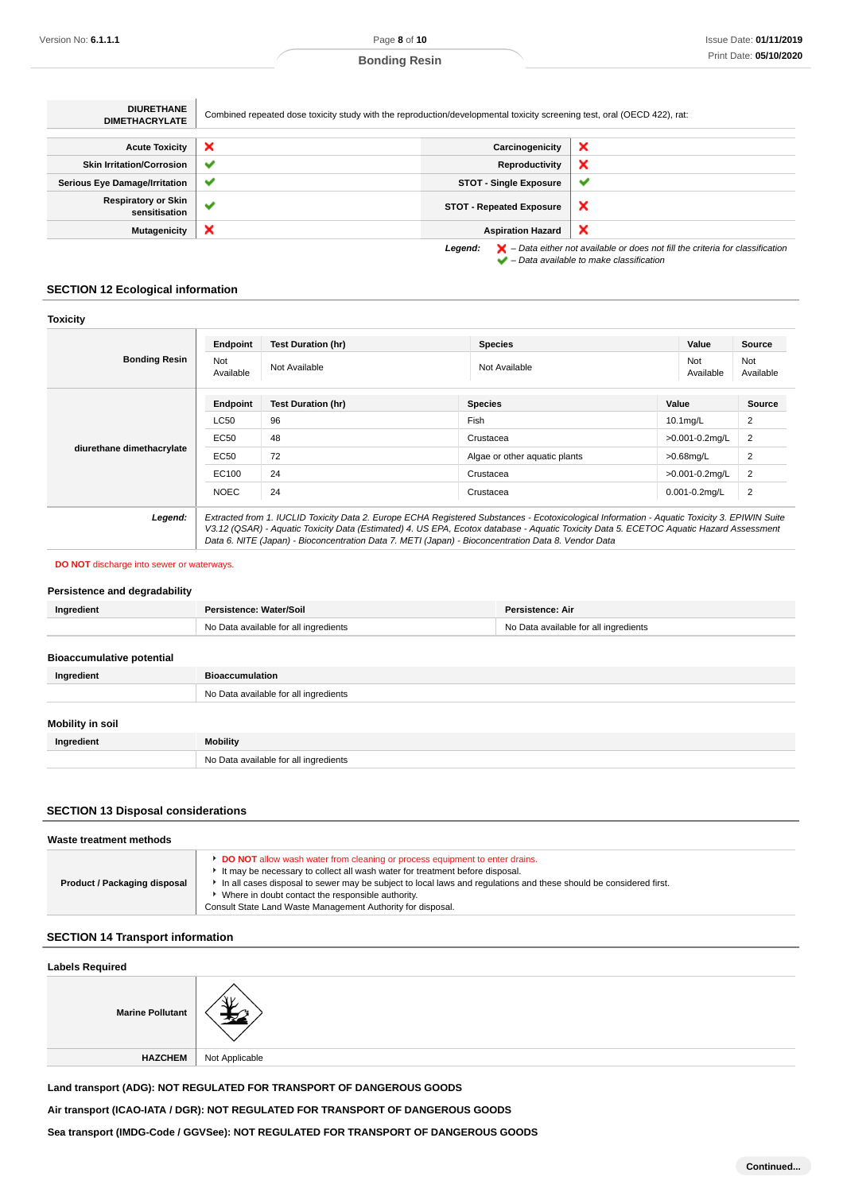| DIURETHANE DIMETHACRYLATE | Combined repeated dose toxicity study with the reproduction/developmental toxicity screening test, oral (OECD 422), rat: |
|---|---|

| | | | |
|---|---|---|---|
| Acute Toxicity | ❌ | Carcinogenicity | ❌ |
| Skin Irritation/Corrosion | ✔ | Reproductivity | ❌ |
| Serious Eye Damage/Irritation | ✔ | STOT - Single Exposure | ✔ |
| Respiratory or Skin sensitisation | ✔ | STOT - Repeated Exposure | ❌ |
| Mutagenicity | ❌ | Aspiration Hazard | ❌ |

*Legend:* ❌ *– Data either not available or does not fill the criteria for classification*
✔ *– Data available to make classification*

## SECTION 12 Ecological information

### Toxicity

| | Endpoint | Test Duration (hr) | Species | Value | Source |
|---|---|---|---|---|---|
| **Bonding Resin** | Not Available | Not Available | Not Available | Not Available | Not Available |

| | Endpoint | Test Duration (hr) | Species | Value | Source |
|---|---|---|---|---|---|
| **diurethane dimethacrylate** | LC50 | 96 | Fish | 10.1mg/L | 2 |
| | EC50 | 48 | Crustacea | >0.001-0.2mg/L | 2 |
| | EC50 | 72 | Algae or other aquatic plants | >0.68mg/L | 2 |
| | EC100 | 24 | Crustacea | >0.001-0.2mg/L | 2 |
| | NOEC | 24 | Crustacea | 0.001-0.2mg/L | 2 |

***Legend:*** *Extracted from 1. IUCLID Toxicity Data 2. Europe ECHA Registered Substances - Ecotoxicological Information - Aquatic Toxicity 3. EPIWIN Suite V3.12 (QSAR) - Aquatic Toxicity Data (Estimated) 4. US EPA, Ecotox database - Aquatic Toxicity Data 5. ECETOC Aquatic Hazard Assessment Data 6. NITE (Japan) - Bioconcentration Data 7. METI (Japan) - Bioconcentration Data 8. Vendor Data*

**DO NOT** discharge into sewer or waterways.

### Persistence and degradability

| Ingredient | Persistence: Water/Soil | Persistence: Air |
|---|---|---|
| | No Data available for all ingredients | No Data available for all ingredients |

### Bioaccumulative potential

| Ingredient | Bioaccumulation |
|---|---|
| | No Data available for all ingredients |

### Mobility in soil

| Ingredient | Mobility |
|---|---|
| | No Data available for all ingredients |

## SECTION 13 Disposal considerations

### Waste treatment methods

| | |
|---|---|
| **Product / Packaging disposal** | ‣ **DO NOT** allow wash water from cleaning or process equipment to enter drains.<br>‣ It may be necessary to collect all wash water for treatment before disposal.<br>‣ In all cases disposal to sewer may be subject to local laws and regulations and these should be considered first.<br>‣ Where in doubt contact the responsible authority.<br>Consult State Land Waste Management Authority for disposal. |

## SECTION 14 Transport information

### Labels Required

| | |
|---|---|
| **Marine Pollutant** | |
| **HAZCHEM** | Not Applicable |

**Land transport (ADG): NOT REGULATED FOR TRANSPORT OF DANGEROUS GOODS**

**Air transport (ICAO-IATA / DGR): NOT REGULATED FOR TRANSPORT OF DANGEROUS GOODS**

**Sea transport (IMDG-Code / GGVSee): NOT REGULATED FOR TRANSPORT OF DANGEROUS GOODS**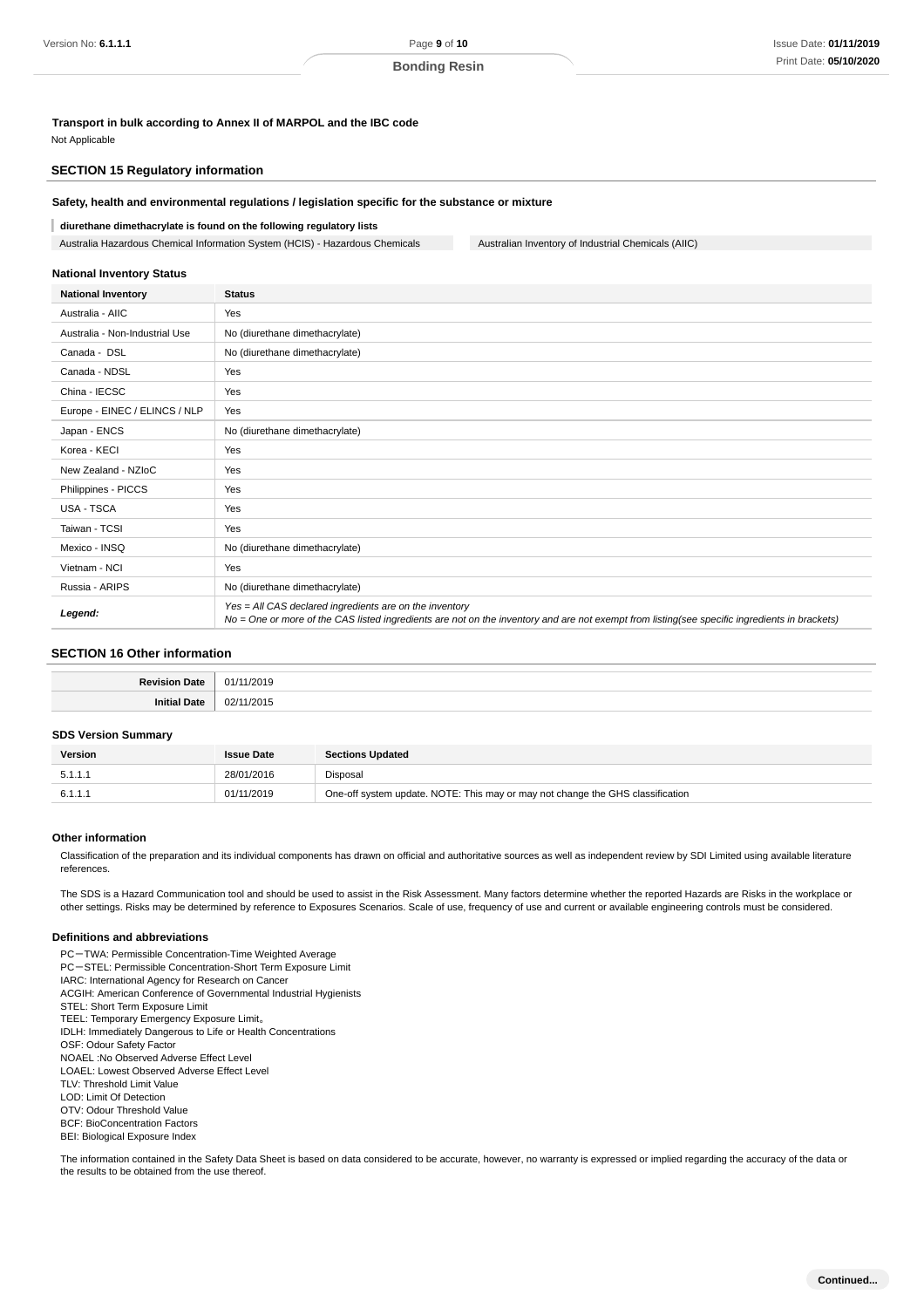**Transport in bulk according to Annex II of MARPOL and the IBC code**

Not Applicable

## SECTION 15 Regulatory information

**Safety, health and environmental regulations / legislation specific for the substance or mixture**

**diurethane dimethacrylate is found on the following regulatory lists**

| | |
|---|---|
| Australia Hazardous Chemical Information System (HCIS) - Hazardous Chemicals | Australian Inventory of Industrial Chemicals (AIIC) |

**National Inventory Status**

| National Inventory | Status |
|---|---|
| Australia - AIIC | Yes |
| Australia - Non-Industrial Use | No (diurethane dimethacrylate) |
| Canada - DSL | No (diurethane dimethacrylate) |
| Canada - NDSL | Yes |
| China - IECSC | Yes |
| Europe - EINEC / ELINCS / NLP | Yes |
| Japan - ENCS | No (diurethane dimethacrylate) |
| Korea - KECI | Yes |
| New Zealand - NZIoC | Yes |
| Philippines - PICCS | Yes |
| USA - TSCA | Yes |
| Taiwan - TCSI | Yes |
| Mexico - INSQ | No (diurethane dimethacrylate) |
| Vietnam - NCI | Yes |
| Russia - ARIPS | No (diurethane dimethacrylate) |
| ***Legend:*** | *Yes = All CAS declared ingredients are on the inventory*<br>*No = One or more of the CAS listed ingredients are not on the inventory and are not exempt from listing(see specific ingredients in brackets)* |

## SECTION 16 Other information

| | |
|---|---|
| **Revision Date** | 01/11/2019 |
| **Initial Date** | 02/11/2015 |

**SDS Version Summary**

| Version | Issue Date | Sections Updated |
|---|---|---|
| 5.1.1.1 | 28/01/2016 | Disposal |
| 6.1.1.1 | 01/11/2019 | One-off system update. NOTE: This may or may not change the GHS classification |

**Other information**

Classification of the preparation and its individual components has drawn on official and authoritative sources as well as independent review by SDI Limited using available literature references.

The SDS is a Hazard Communication tool and should be used to assist in the Risk Assessment. Many factors determine whether the reported Hazards are Risks in the workplace or other settings. Risks may be determined by reference to Exposures Scenarios. Scale of use, frequency of use and current or available engineering controls must be considered.

**Definitions and abbreviations**

PC－TWA: Permissible Concentration-Time Weighted Average
PC－STEL: Permissible Concentration-Short Term Exposure Limit
IARC: International Agency for Research on Cancer
ACGIH: American Conference of Governmental Industrial Hygienists
STEL: Short Term Exposure Limit
TEEL: Temporary Emergency Exposure Limit。
IDLH: Immediately Dangerous to Life or Health Concentrations
OSF: Odour Safety Factor
NOAEL :No Observed Adverse Effect Level
LOAEL: Lowest Observed Adverse Effect Level
TLV: Threshold Limit Value
LOD: Limit Of Detection
OTV: Odour Threshold Value
BCF: BioConcentration Factors
BEI: Biological Exposure Index

The information contained in the Safety Data Sheet is based on data considered to be accurate, however, no warranty is expressed or implied regarding the accuracy of the data or the results to be obtained from the use thereof.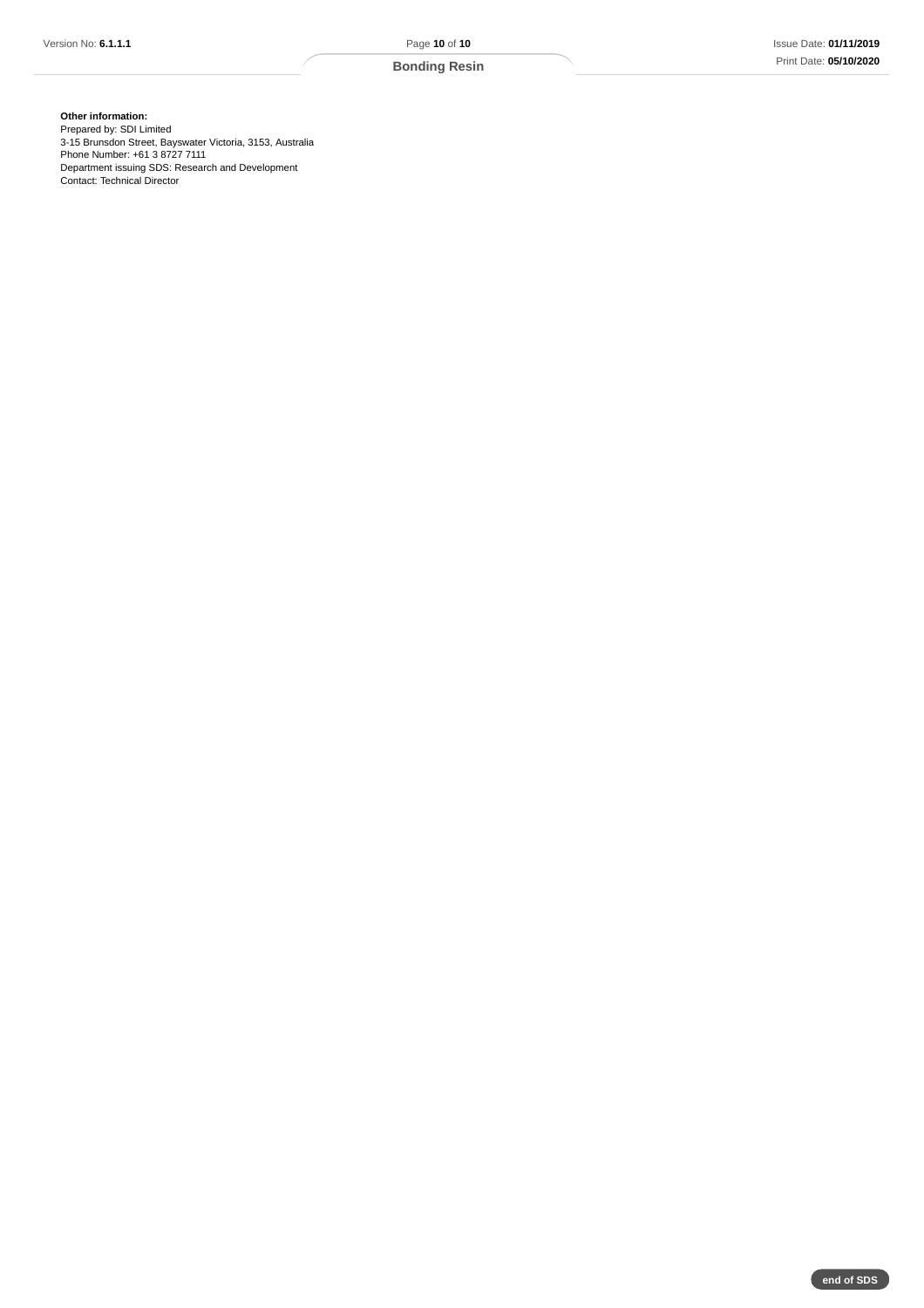**Other information:**
Prepared by: SDI Limited
3-15 Brunsdon Street, Bayswater Victoria, 3153, Australia
Phone Number: +61 3 8727 7111
Department issuing SDS: Research and Development
Contact: Technical Director

**end of SDS**